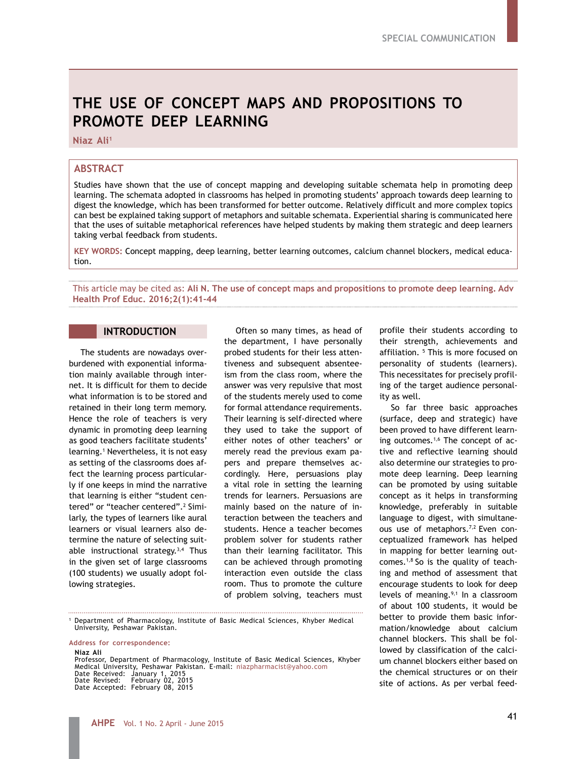SPECIAL COMMUNICATION

# THE USE OF CONCEPT MAPS AND PROPOSITIONS TO PROMOTE DEEP LEARNING

**Niaz Ali**[1]

## ABSTRACT

Studies have shown that the use of concept mapping and developing suitable schemata help in promoting deep learning. The schemata adopted in classrooms has helped in promoting students' approach towards deep learning to digest the knowledge, which has been transformed for better outcome. Relatively difficult and more complex topics can best be explained taking support of metaphors and suitable schemata. Experiential sharing is communicated here that the uses of suitable metaphorical references have helped students by making them strategic and deep learners taking verbal feedback from students.

**KEY WORDS:** Concept mapping, deep learning, better learning outcomes, calcium channel blockers, medical education.

This article may be cited as: **Ali N. The use of concept maps and propositions to promote deep learning. Adv Health Prof Educ. 2016;2(1):41-44**

## INTRODUCTION

The students are nowadays overburdened with exponential information mainly available through internet. It is difficult for them to decide what information is to be stored and retained in their long term memory. Hence the role of teachers is very dynamic in promoting deep learning as good teachers facilitate students' learning.[1] Nevertheless, it is not easy as setting of the classrooms does affect the learning process particularly if one keeps in mind the narrative that learning is either "student centered" or "teacher centered".[2] Similarly, the types of learners like aural learners or visual learners also determine the nature of selecting suitable instructional strategy.[3,4] Thus in the given set of large classrooms (100 students) we usually adopt following strategies.

Often so many times, as head of the department, I have personally probed students for their less attentiveness and subsequent absenteeism from the class room, where the answer was very repulsive that most of the students merely used to come for formal attendance requirements. Their learning is self-directed where they used to take the support of either notes of other teachers' or merely read the previous exam papers and prepare themselves accordingly. Here, persuasions play a vital role in setting the learning trends for learners. Persuasions are mainly based on the nature of interaction between the teachers and students. Hence a teacher becomes problem solver for students rather than their learning facilitator. This can be achieved through promoting interaction even outside the class room. Thus to promote the culture of problem solving, teachers must profile their students according to their strength, achievements and affiliation. [5] This is more focused on personality of students (learners). This necessitates for precisely profiling of the target audience personality as well.

So far three basic approaches (surface, deep and strategic) have been proved to have different learning outcomes.[1,6] The concept of active and reflective learning should also determine our strategies to promote deep learning. Deep learning can be promoted by using suitable concept as it helps in transforming knowledge, preferably in suitable language to digest, with simultaneous use of metaphors.[7,2] Even conceptualized framework has helped in mapping for better learning outcomes.[1,8] So is the quality of teaching and method of assessment that encourage students to look for deep levels of meaning.[9,1] In a classroom of about 100 students, it would be better to provide them basic information/knowledge about calcium channel blockers. This shall be followed by classification of the calcium channel blockers either based on the chemical structures or on their site of actions. As per verbal feed-

---

[1] Department of Pharmacology, Institute of Basic Medical Sciences, Khyber Medical University, Peshawar Pakistan.

Address for correspondence:

**Niaz Ali**
Professor, Department of Pharmacology, Institute of Basic Medical Sciences, Khyber Medical University, Peshawar Pakistan. E-mail: niazpharmacist@yahoo.com
Date Received: January 1, 2015
Date Revised: February 02, 2015
Date Accepted: February 08, 2015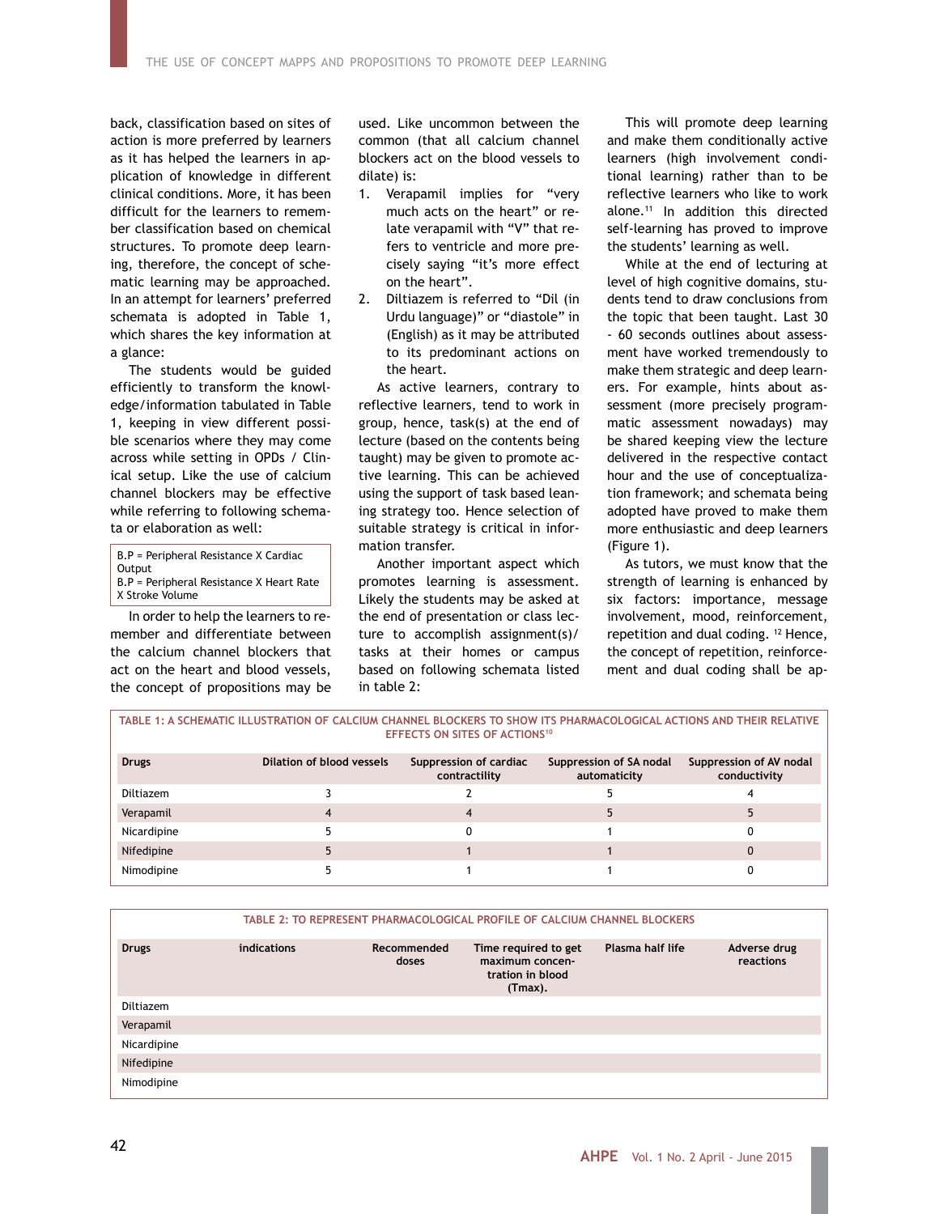back, classification based on sites of action is more preferred by learners as it has helped the learners in application of knowledge in different clinical conditions. More, it has been difficult for the learners to remember classification based on chemical structures. To promote deep learning, therefore, the concept of schematic learning may be approached. In an attempt for learners' preferred schemata is adopted in Table 1, which shares the key information at a glance:

The students would be guided efficiently to transform the knowledge/information tabulated in Table 1, keeping in view different possible scenarios where they may come across while setting in OPDs / Clinical setup. Like the use of calcium channel blockers may be effective while referring to following schemata or elaboration as well:

| B.P = Peripheral Resistance X Cardiac Output |
|---|
| B.P = Peripheral Resistance X Heart Rate X Stroke Volume |

In order to help the learners to remember and differentiate between the calcium channel blockers that act on the heart and blood vessels, the concept of propositions may be used. Like uncommon between the common (that all calcium channel blockers act on the blood vessels to dilate) is:

1. Verapamil implies for "very much acts on the heart" or relate verapamil with "V" that refers to ventricle and more precisely saying "it's more effect on the heart".
2. Diltiazem is referred to "Dil (in Urdu language)" or "diastole" in (English) as it may be attributed to its predominant actions on the heart.

As active learners, contrary to reflective learners, tend to work in group, hence, task(s) at the end of lecture (based on the contents being taught) may be given to promote active learning. This can be achieved using the support of task based leaning strategy too. Hence selection of suitable strategy is critical in information transfer.

Another important aspect which promotes learning is assessment. Likely the students may be asked at the end of presentation or class lecture to accomplish assignment(s)/tasks at their homes or campus based on following schemata listed in table 2:

This will promote deep learning and make them conditionally active learners (high involvement conditional learning) rather than to be reflective learners who like to work alone.[11] In addition this directed self-learning has proved to improve the students' learning as well.

While at the end of lecturing at level of high cognitive domains, students tend to draw conclusions from the topic that been taught. Last 30 - 60 seconds outlines about assessment have worked tremendously to make them strategic and deep learners. For example, hints about assessment (more precisely programmatic assessment nowadays) may be shared keeping view the lecture delivered in the respective contact hour and the use of conceptualization framework; and schemata being adopted have proved to make them more enthusiastic and deep learners (Figure 1).

As tutors, we must know that the strength of learning is enhanced by six factors: importance, message involvement, mood, reinforcement, repetition and dual coding. [12] Hence, the concept of repetition, reinforcement and dual coding shall be ap-

**TABLE 1: A SCHEMATIC ILLUSTRATION OF CALCIUM CHANNEL BLOCKERS TO SHOW ITS PHARMACOLOGICAL ACTIONS AND THEIR RELATIVE EFFECTS ON SITES OF ACTIONS[10]**

| Drugs | Dilation of blood vessels | Suppression of cardiac contractility | Suppression of SA nodal automaticity | Suppression of AV nodal conductivity |
|---|---|---|---|---|
| Diltiazem | 3 | 2 | 5 | 4 |
| Verapamil | 4 | 4 | 5 | 5 |
| Nicardipine | 5 | 0 | 1 | 0 |
| Nifedipine | 5 | 1 | 1 | 0 |
| Nimodipine | 5 | 1 | 1 | 0 |

**TABLE 2: TO REPRESENT PHARMACOLOGICAL PROFILE OF CALCIUM CHANNEL BLOCKERS**

| Drugs | indications | Recommended doses | Time required to get maximum concentration in blood (Tmax). | Plasma half life | Adverse drug reactions |
|---|---|---|---|---|---|
| Diltiazem | | | | | |
| Verapamil | | | | | |
| Nicardipine | | | | | |
| Nifedipine | | | | | |
| Nimodipine | | | | | |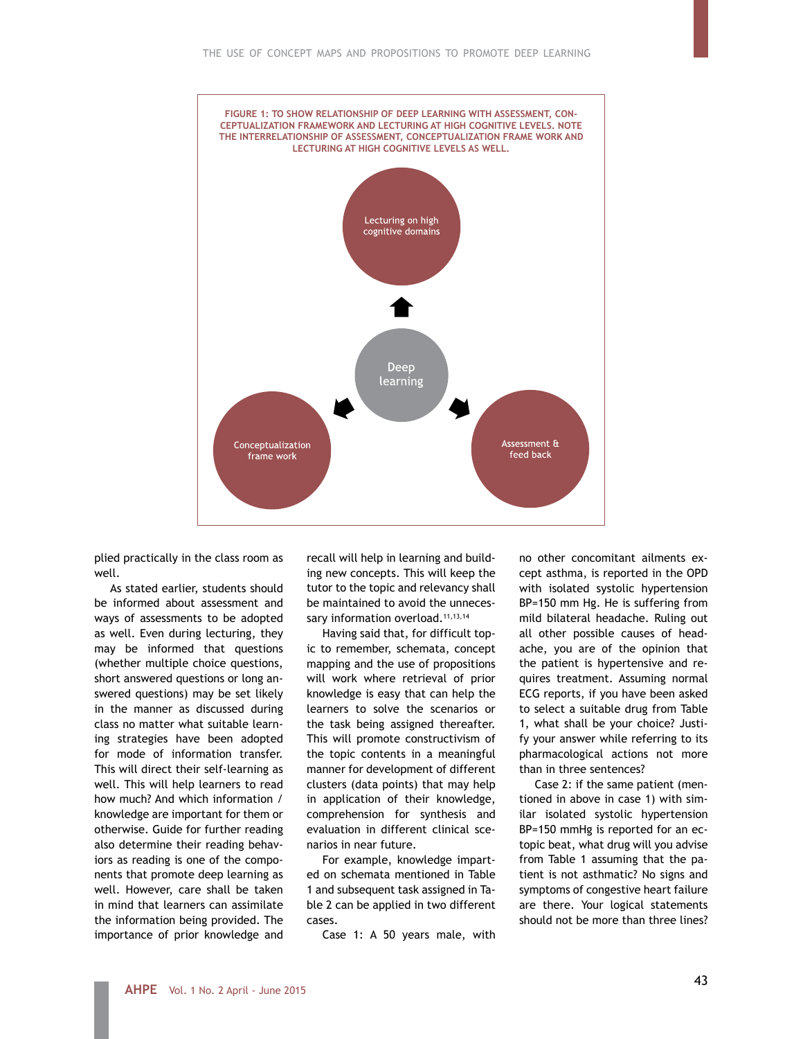FIGURE 1: TO SHOW RELATIONSHIP OF DEEP LEARNING WITH ASSESSMENT, CONCEPTUALIZATION FRAMEWORK AND LECTURING AT HIGH COGNITIVE LEVELS. NOTE THE INTERRELATIONSHIP OF ASSESSMENT, CONCEPTUALIZATION FRAME WORK AND LECTURING AT HIGH COGNITIVE LEVELS AS WELL.

Lecturing on high cognitive domains

Deep learning

Conceptualization frame work

Assessment & feed back

plied practically in the class room as well.

As stated earlier, students should be informed about assessment and ways of assessments to be adopted as well. Even during lecturing, they may be informed that questions (whether multiple choice questions, short answered questions or long answered questions) may be set likely in the manner as discussed during class no matter what suitable learning strategies have been adopted for mode of information transfer. This will direct their self-learning as well. This will help learners to read how much? And which information / knowledge are important for them or otherwise. Guide for further reading also determine their reading behaviors as reading is one of the components that promote deep learning as well. However, care shall be taken in mind that learners can assimilate the information being provided. The importance of prior knowledge and recall will help in learning and building new concepts. This will keep the tutor to the topic and relevancy shall be maintained to avoid the unnecessary information overload.[11,13,14]

Having said that, for difficult topic to remember, schemata, concept mapping and the use of propositions will work where retrieval of prior knowledge is easy that can help the learners to solve the scenarios or the task being assigned thereafter. This will promote constructivism of the topic contents in a meaningful manner for development of different clusters (data points) that may help in application of their knowledge, comprehension for synthesis and evaluation in different clinical scenarios in near future.

For example, knowledge imparted on schemata mentioned in Table 1 and subsequent task assigned in Table 2 can be applied in two different cases.

Case 1: A 50 years male, with no other concomitant ailments except asthma, is reported in the OPD with isolated systolic hypertension BP=150 mm Hg. He is suffering from mild bilateral headache. Ruling out all other possible causes of headache, you are of the opinion that the patient is hypertensive and requires treatment. Assuming normal ECG reports, if you have been asked to select a suitable drug from Table 1, what shall be your choice? Justify your answer while referring to its pharmacological actions not more than in three sentences?

Case 2: if the same patient (mentioned in above in case 1) with similar isolated systolic hypertension BP=150 mmHg is reported for an ectopic beat, what drug will you advise from Table 1 assuming that the patient is not asthmatic? No signs and symptoms of congestive heart failure are there. Your logical statements should not be more than three lines?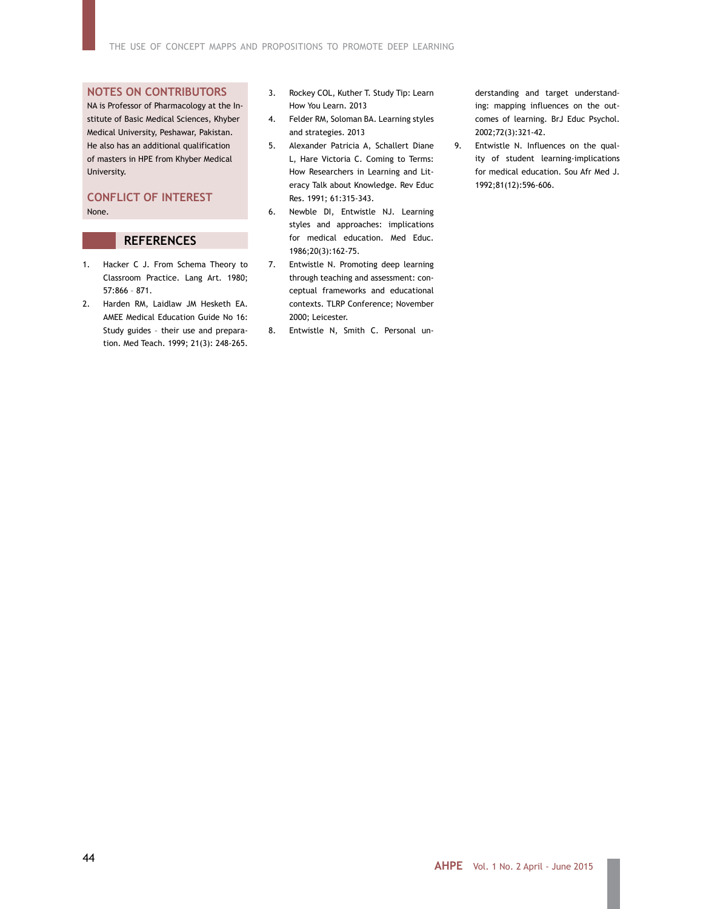## NOTES ON CONTRIBUTORS

NA is Professor of Pharmacology at the Institute of Basic Medical Sciences, Khyber Medical University, Peshawar, Pakistan. He also has an additional qualification of masters in HPE from Khyber Medical University.

## CONFLICT OF INTEREST

None.

## REFERENCES

1. Hacker C J. From Schema Theory to Classroom Practice. Lang Art. 1980; 57:866 – 871.
2. Harden RM, Laidlaw JM Hesketh EA. AMEE Medical Education Guide No 16: Study guides – their use and preparation. Med Teach. 1999; 21(3): 248-265.
3. Rockey COL, Kuther T. Study Tip: Learn How You Learn. 2013
4. Felder RM, Soloman BA. Learning styles and strategies. 2013
5. Alexander Patricia A, Schallert Diane L, Hare Victoria C. Coming to Terms: How Researchers in Learning and Literacy Talk about Knowledge. Rev Educ Res. 1991; 61:315-343.
6. Newble DI, Entwistle NJ. Learning styles and approaches: implications for medical education. Med Educ. 1986;20(3):162-75.
7. Entwistle N. Promoting deep learning through teaching and assessment: conceptual frameworks and educational contexts. TLRP Conference; November 2000; Leicester.
8. Entwistle N, Smith C. Personal understanding and target understanding: mapping influences on the outcomes of learning. BrJ Educ Psychol. 2002;72(3):321-42.
9. Entwistle N. Influences on the quality of student learning-implications for medical education. Sou Afr Med J. 1992;81(12):596-606.